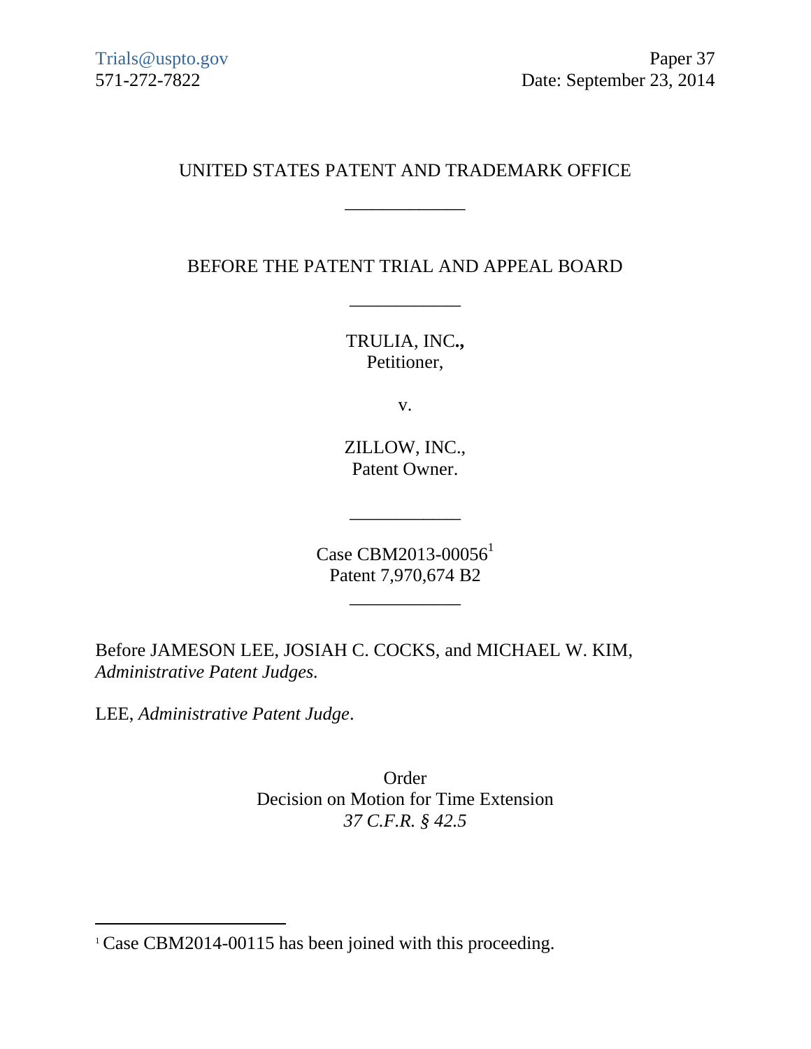Trials@uspto.gov
571-272-7822

Paper 37
Date: September 23, 2014

UNITED STATES PATENT AND TRADEMARK OFFICE

\_\_\_\_\_\_\_\_\_\_\_\_

BEFORE THE PATENT TRIAL AND APPEAL BOARD

\_\_\_\_\_\_\_\_\_\_\_\_

TRULIA, INC.,
Petitioner,

v.

ZILLOW, INC.,
Patent Owner.

\_\_\_\_\_\_\_\_\_\_\_\_

Case CBM2013-00056[1]
Patent 7,970,674 B2

\_\_\_\_\_\_\_\_\_\_\_\_

Before JAMESON LEE, JOSIAH C. COCKS, and MICHAEL W. KIM, *Administrative Patent Judges*.

LEE, *Administrative Patent Judge*.

Order
Decision on Motion for Time Extension
*37 C.F.R. § 42.5*

---

[1] Case CBM2014-00115 has been joined with this proceeding.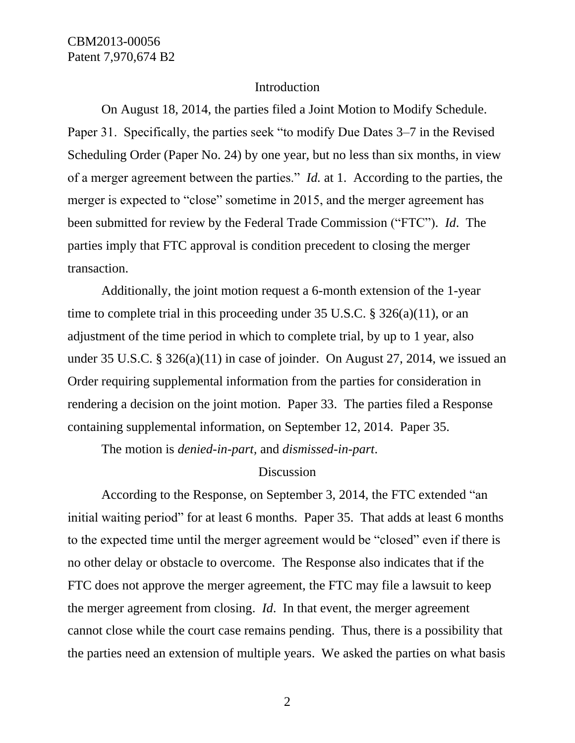## Introduction

On August 18, 2014, the parties filed a Joint Motion to Modify Schedule. Paper 31. Specifically, the parties seek "to modify Due Dates 3–7 in the Revised Scheduling Order (Paper No. 24) by one year, but no less than six months, in view of a merger agreement between the parties." *Id.* at 1. According to the parties, the merger is expected to "close" sometime in 2015, and the merger agreement has been submitted for review by the Federal Trade Commission ("FTC"). *Id*. The parties imply that FTC approval is condition precedent to closing the merger transaction.

Additionally, the joint motion request a 6-month extension of the 1-year time to complete trial in this proceeding under 35 U.S.C. § 326(a)(11), or an adjustment of the time period in which to complete trial, by up to 1 year, also under 35 U.S.C. § 326(a)(11) in case of joinder. On August 27, 2014, we issued an Order requiring supplemental information from the parties for consideration in rendering a decision on the joint motion. Paper 33. The parties filed a Response containing supplemental information, on September 12, 2014. Paper 35.

The motion is *denied-in-part,* and *dismissed-in-part*.

## Discussion

According to the Response, on September 3, 2014, the FTC extended "an initial waiting period" for at least 6 months. Paper 35. That adds at least 6 months to the expected time until the merger agreement would be "closed" even if there is no other delay or obstacle to overcome. The Response also indicates that if the FTC does not approve the merger agreement, the FTC may file a lawsuit to keep the merger agreement from closing. *Id*. In that event, the merger agreement cannot close while the court case remains pending. Thus, there is a possibility that the parties need an extension of multiple years. We asked the parties on what basis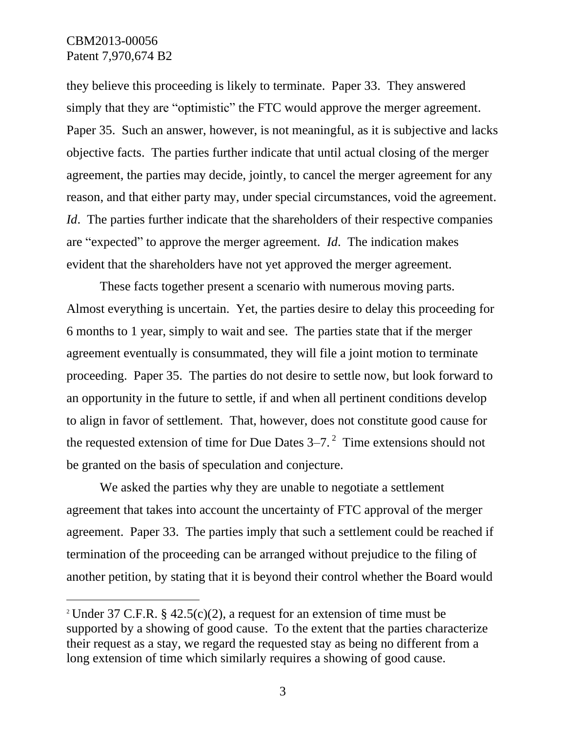they believe this proceeding is likely to terminate. Paper 33. They answered simply that they are "optimistic" the FTC would approve the merger agreement. Paper 35. Such an answer, however, is not meaningful, as it is subjective and lacks objective facts. The parties further indicate that until actual closing of the merger agreement, the parties may decide, jointly, to cancel the merger agreement for any reason, and that either party may, under special circumstances, void the agreement. *Id*. The parties further indicate that the shareholders of their respective companies are "expected" to approve the merger agreement. *Id*. The indication makes evident that the shareholders have not yet approved the merger agreement.

These facts together present a scenario with numerous moving parts. Almost everything is uncertain. Yet, the parties desire to delay this proceeding for 6 months to 1 year, simply to wait and see. The parties state that if the merger agreement eventually is consummated, they will file a joint motion to terminate proceeding. Paper 35. The parties do not desire to settle now, but look forward to an opportunity in the future to settle, if and when all pertinent conditions develop to align in favor of settlement. That, however, does not constitute good cause for the requested extension of time for Due Dates 3–7.[2] Time extensions should not be granted on the basis of speculation and conjecture.

We asked the parties why they are unable to negotiate a settlement agreement that takes into account the uncertainty of FTC approval of the merger agreement. Paper 33. The parties imply that such a settlement could be reached if termination of the proceeding can be arranged without prejudice to the filing of another petition, by stating that it is beyond their control whether the Board would

[2] Under 37 C.F.R. § 42.5(c)(2), a request for an extension of time must be supported by a showing of good cause. To the extent that the parties characterize their request as a stay, we regard the requested stay as being no different from a long extension of time which similarly requires a showing of good cause.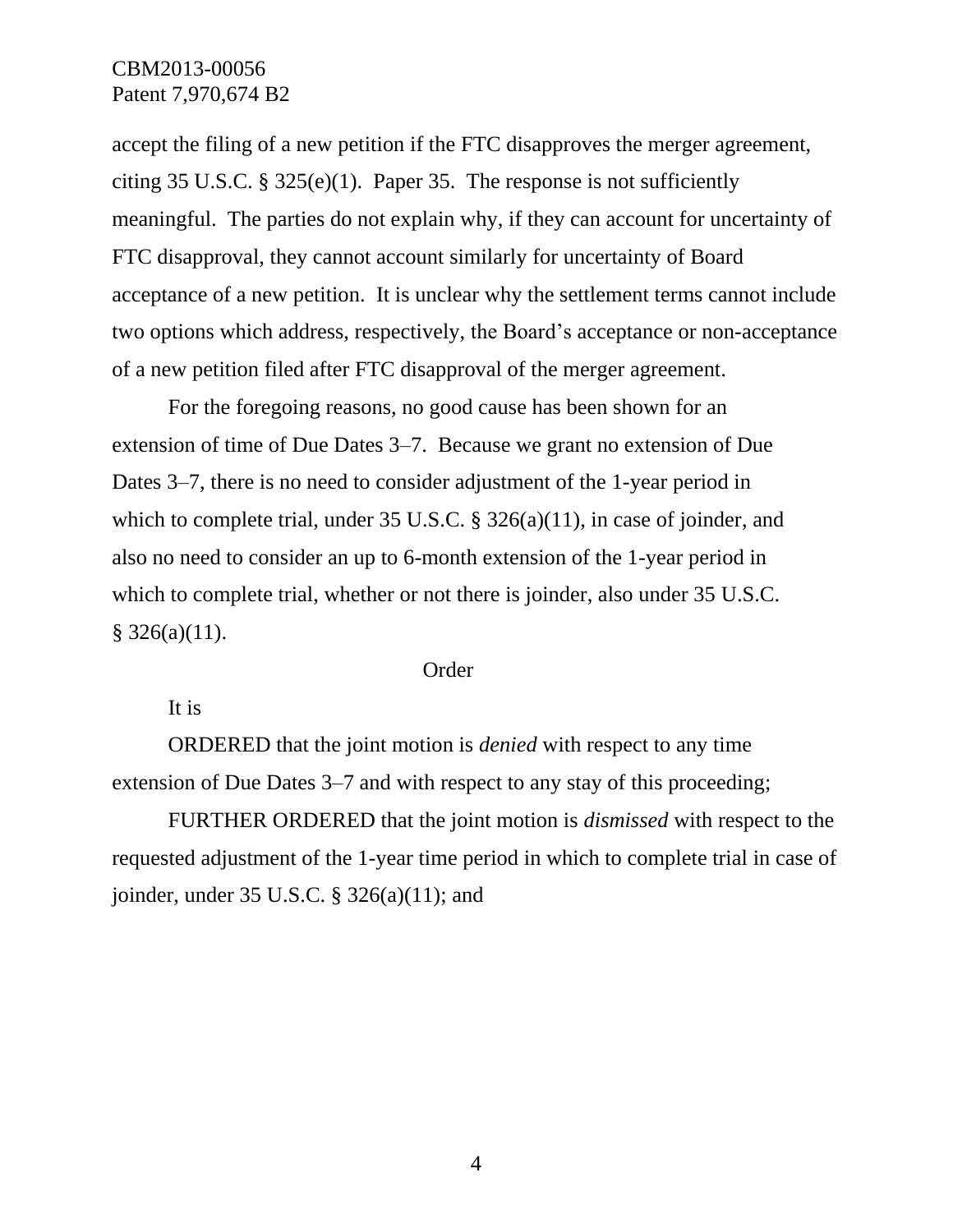accept the filing of a new petition if the FTC disapproves the merger agreement, citing 35 U.S.C. § 325(e)(1). Paper 35. The response is not sufficiently meaningful. The parties do not explain why, if they can account for uncertainty of FTC disapproval, they cannot account similarly for uncertainty of Board acceptance of a new petition. It is unclear why the settlement terms cannot include two options which address, respectively, the Board's acceptance or non-acceptance of a new petition filed after FTC disapproval of the merger agreement.

For the foregoing reasons, no good cause has been shown for an extension of time of Due Dates 3–7. Because we grant no extension of Due Dates 3–7, there is no need to consider adjustment of the 1-year period in which to complete trial, under 35 U.S.C. § 326(a)(11), in case of joinder, and also no need to consider an up to 6-month extension of the 1-year period in which to complete trial, whether or not there is joinder, also under 35 U.S.C. § 326(a)(11).

Order

It is

ORDERED that the joint motion is *denied* with respect to any time extension of Due Dates 3–7 and with respect to any stay of this proceeding;

FURTHER ORDERED that the joint motion is *dismissed* with respect to the requested adjustment of the 1-year time period in which to complete trial in case of joinder, under 35 U.S.C. § 326(a)(11); and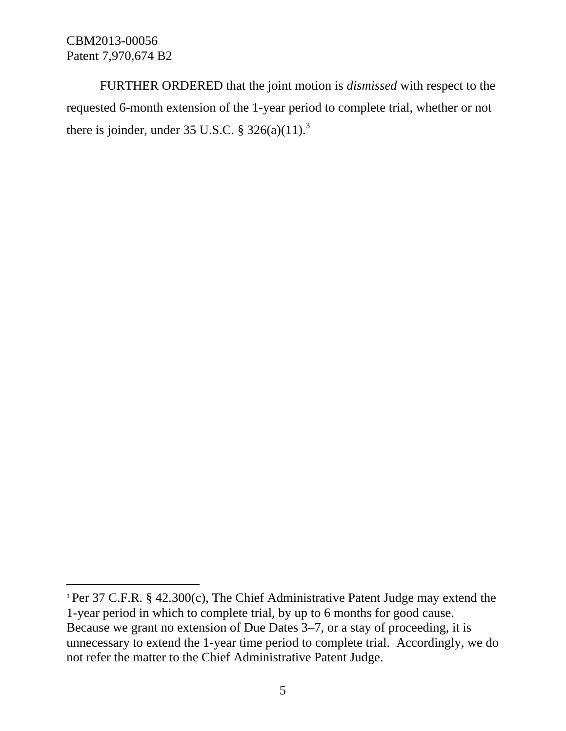FURTHER ORDERED that the joint motion is *dismissed* with respect to the requested 6-month extension of the 1-year period to complete trial, whether or not there is joinder, under 35 U.S.C. § 326(a)(11).[3]

---

[3] Per 37 C.F.R. § 42.300(c), The Chief Administrative Patent Judge may extend the 1-year period in which to complete trial, by up to 6 months for good cause. Because we grant no extension of Due Dates 3–7, or a stay of proceeding, it is unnecessary to extend the 1-year time period to complete trial. Accordingly, we do not refer the matter to the Chief Administrative Patent Judge.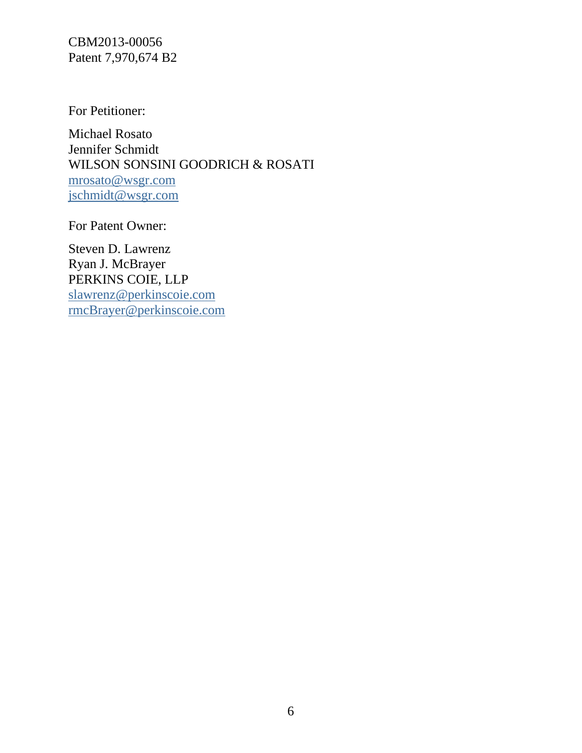For Petitioner:

Michael Rosato
Jennifer Schmidt
WILSON SONSINI GOODRICH & ROSATI
mrosato@wsgr.com
jschmidt@wsgr.com

For Patent Owner:

Steven D. Lawrenz
Ryan J. McBrayer
PERKINS COIE, LLP
slawrenz@perkinscoie.com
rmcBrayer@perkinscoie.com